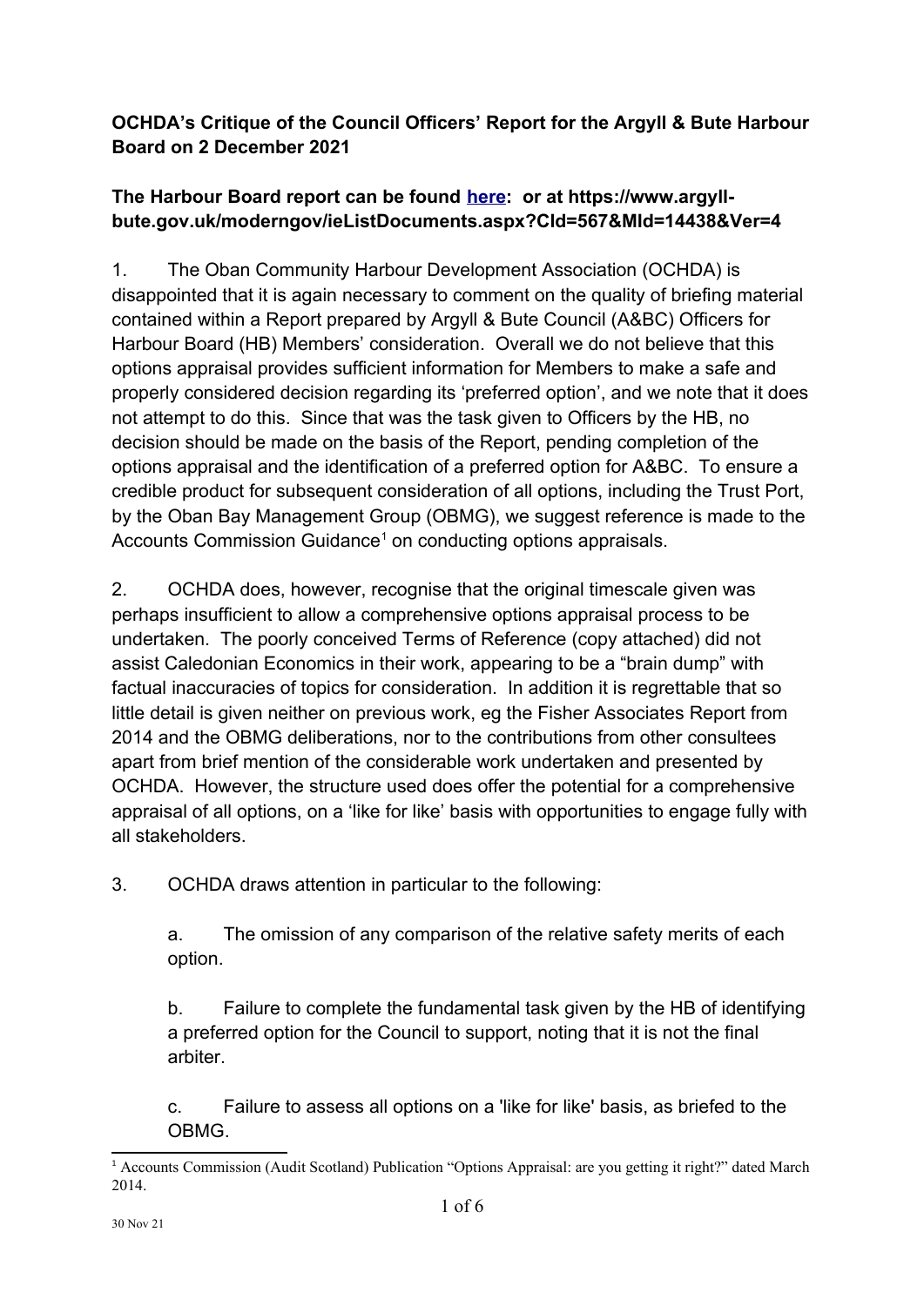**OCHDA's Critique of the Council Officers' Report for the Argyll & Bute Harbour Board on 2 December 2021**

**The Harbour Board report can be found [here](https://www.argyll-bute.gov.uk/moderngov/ieListDocuments.aspx?CId=567&MId=14438&Ver=4): or at https://www.argyll-bute.gov.uk/moderngov/ieListDocuments.aspx?CId=567&MId=14438&Ver=4**

1. The Oban Community Harbour Development Association (OCHDA) is disappointed that it is again necessary to comment on the quality of briefing material contained within a Report prepared by Argyll & Bute Council (A&BC) Officers for Harbour Board (HB) Members' consideration. Overall we do not believe that this options appraisal provides sufficient information for Members to make a safe and properly considered decision regarding its 'preferred option', and we note that it does not attempt to do this. Since that was the task given to Officers by the HB, no decision should be made on the basis of the Report, pending completion of the options appraisal and the identification of a preferred option for A&BC. To ensure a credible product for subsequent consideration of all options, including the Trust Port, by the Oban Bay Management Group (OBMG), we suggest reference is made to the Accounts Commission Guidance[1] on conducting options appraisals.

2. OCHDA does, however, recognise that the original timescale given was perhaps insufficient to allow a comprehensive options appraisal process to be undertaken. The poorly conceived Terms of Reference (copy attached) did not assist Caledonian Economics in their work, appearing to be a "brain dump" with factual inaccuracies of topics for consideration. In addition it is regrettable that so little detail is given neither on previous work, eg the Fisher Associates Report from 2014 and the OBMG deliberations, nor to the contributions from other consultees apart from brief mention of the considerable work undertaken and presented by OCHDA. However, the structure used does offer the potential for a comprehensive appraisal of all options, on a 'like for like' basis with opportunities to engage fully with all stakeholders.

3. OCHDA draws attention in particular to the following:

   a. The omission of any comparison of the relative safety merits of each option.

   b. Failure to complete the fundamental task given by the HB of identifying a preferred option for the Council to support, noting that it is not the final arbiter.

   c. Failure to assess all options on a 'like for like' basis, as briefed to the OBMG.

---

[1] Accounts Commission (Audit Scotland) Publication "Options Appraisal: are you getting it right?" dated March 2014.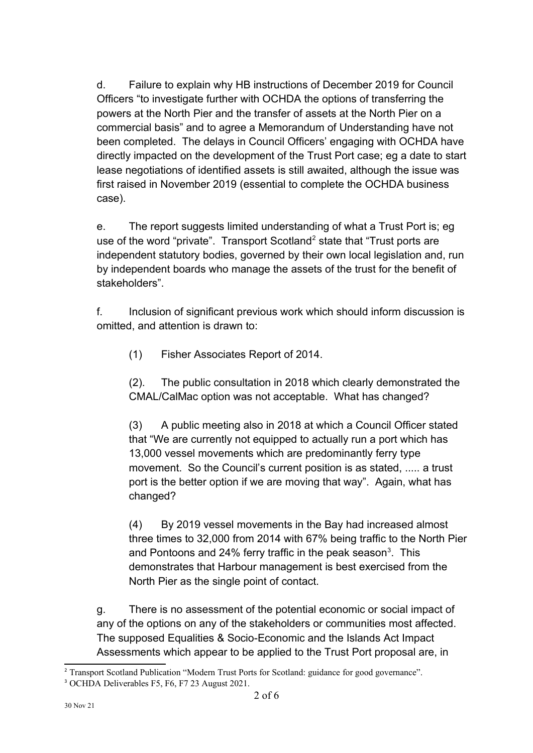d. Failure to explain why HB instructions of December 2019 for Council Officers "to investigate further with OCHDA the options of transferring the powers at the North Pier and the transfer of assets at the North Pier on a commercial basis" and to agree a Memorandum of Understanding have not been completed. The delays in Council Officers' engaging with OCHDA have directly impacted on the development of the Trust Port case; eg a date to start lease negotiations of identified assets is still awaited, although the issue was first raised in November 2019 (essential to complete the OCHDA business case).

e. The report suggests limited understanding of what a Trust Port is; eg use of the word "private". Transport Scotland[2] state that "Trust ports are independent statutory bodies, governed by their own local legislation and, run by independent boards who manage the assets of the trust for the benefit of stakeholders".

f. Inclusion of significant previous work which should inform discussion is omitted, and attention is drawn to:

(1) Fisher Associates Report of 2014.

(2). The public consultation in 2018 which clearly demonstrated the CMAL/CalMac option was not acceptable. What has changed?

(3) A public meeting also in 2018 at which a Council Officer stated that "We are currently not equipped to actually run a port which has 13,000 vessel movements which are predominantly ferry type movement. So the Council's current position is as stated, ..... a trust port is the better option if we are moving that way". Again, what has changed?

(4) By 2019 vessel movements in the Bay had increased almost three times to 32,000 from 2014 with 67% being traffic to the North Pier and Pontoons and 24% ferry traffic in the peak season[3]. This demonstrates that Harbour management is best exercised from the North Pier as the single point of contact.

g. There is no assessment of the potential economic or social impact of any of the options on any of the stakeholders or communities most affected. The supposed Equalities & Socio-Economic and the Islands Act Impact Assessments which appear to be applied to the Trust Port proposal are, in

---

[2] Transport Scotland Publication "Modern Trust Ports for Scotland: guidance for good governance".

[3] OCHDA Deliverables F5, F6, F7 23 August 2021.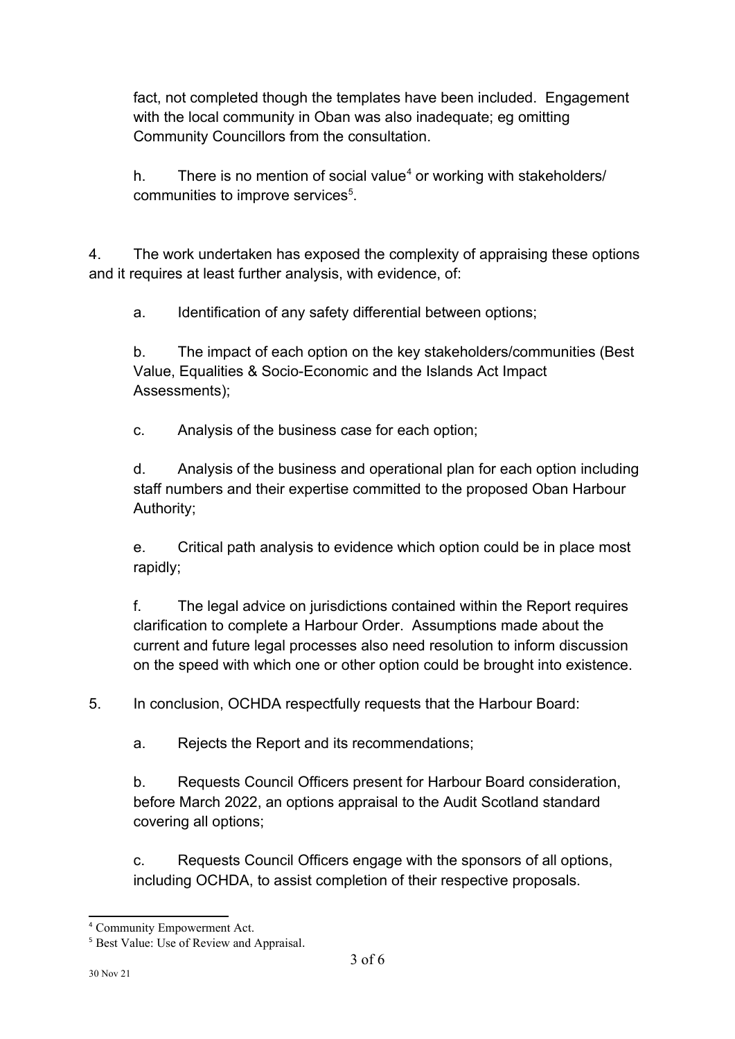fact, not completed though the templates have been included. Engagement with the local community in Oban was also inadequate; eg omitting Community Councillors from the consultation.

h. There is no mention of social value[4] or working with stakeholders/ communities to improve services[5].

4. The work undertaken has exposed the complexity of appraising these options and it requires at least further analysis, with evidence, of:

a. Identification of any safety differential between options;

b. The impact of each option on the key stakeholders/communities (Best Value, Equalities & Socio-Economic and the Islands Act Impact Assessments);

c. Analysis of the business case for each option;

d. Analysis of the business and operational plan for each option including staff numbers and their expertise committed to the proposed Oban Harbour Authority;

e. Critical path analysis to evidence which option could be in place most rapidly;

f. The legal advice on jurisdictions contained within the Report requires clarification to complete a Harbour Order. Assumptions made about the current and future legal processes also need resolution to inform discussion on the speed with which one or other option could be brought into existence.

5. In conclusion, OCHDA respectfully requests that the Harbour Board:

a. Rejects the Report and its recommendations;

b. Requests Council Officers present for Harbour Board consideration, before March 2022, an options appraisal to the Audit Scotland standard covering all options;

c. Requests Council Officers engage with the sponsors of all options, including OCHDA, to assist completion of their respective proposals.

---

[4] Community Empowerment Act.

[5] Best Value: Use of Review and Appraisal.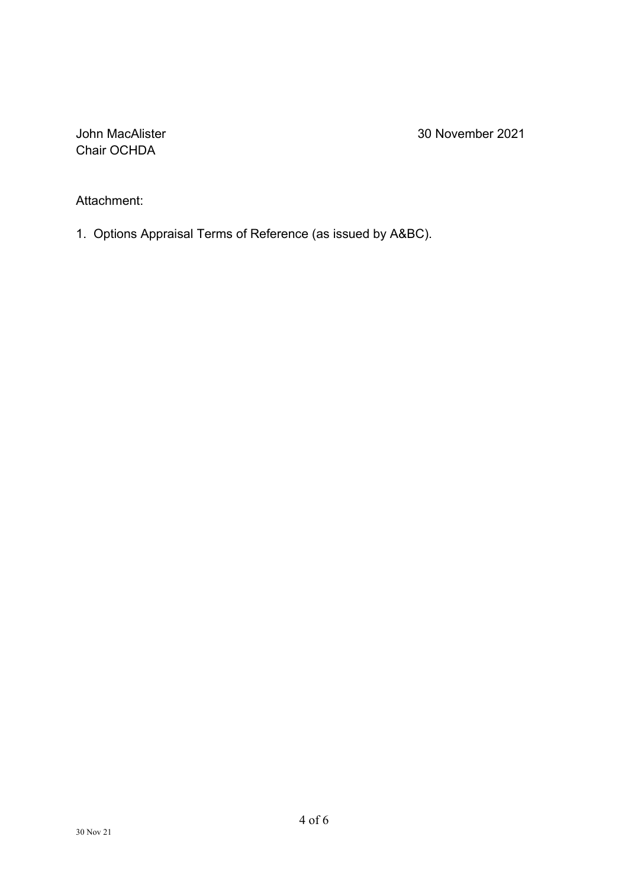John MacAlister
Chair OCHDA

30 November 2021

Attachment:

1. Options Appraisal Terms of Reference (as issued by A&BC).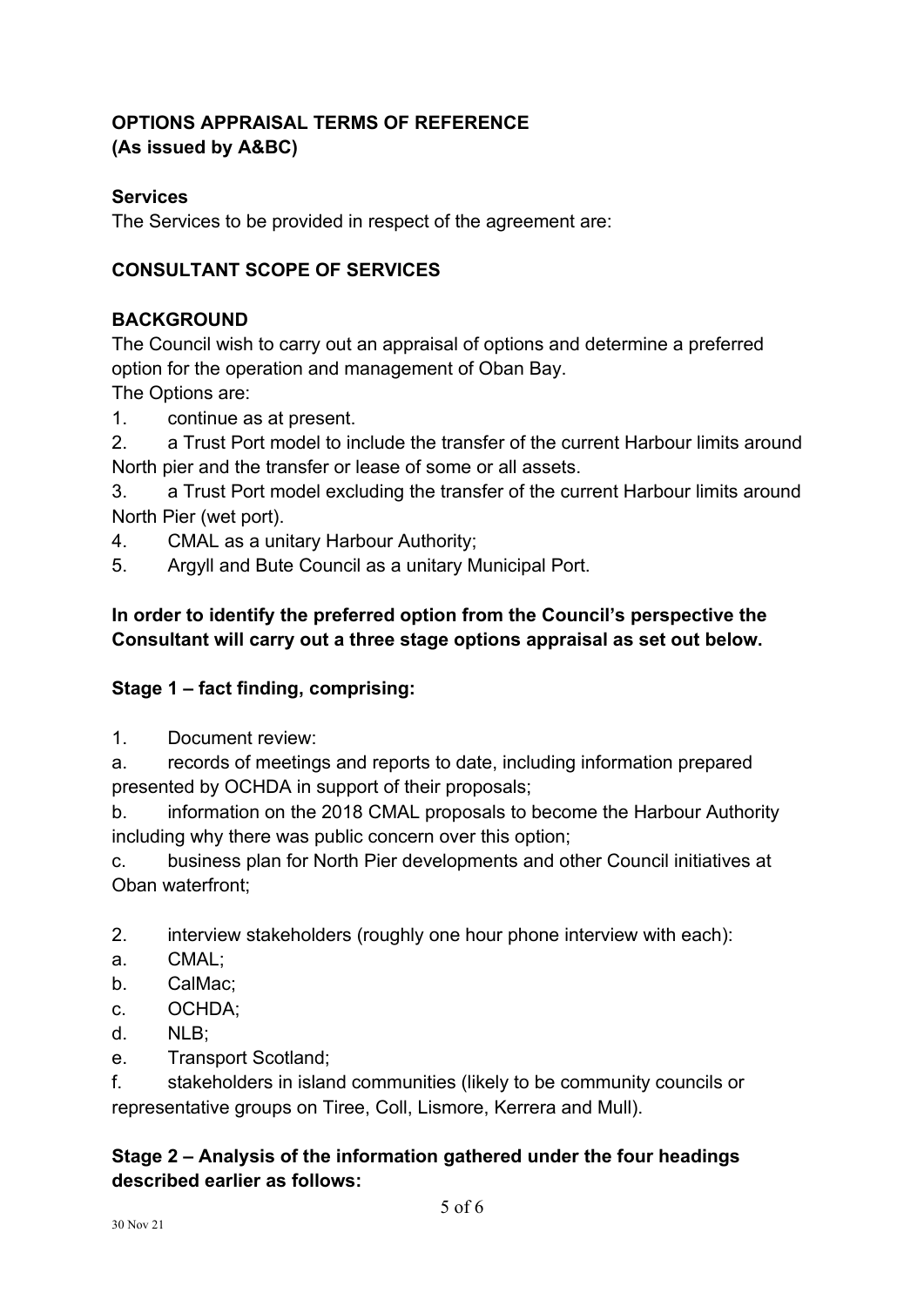**OPTIONS APPRAISAL TERMS OF REFERENCE**
**(As issued by A&BC)**

**Services**

The Services to be provided in respect of the agreement are:

**CONSULTANT SCOPE OF SERVICES**

**BACKGROUND**

The Council wish to carry out an appraisal of options and determine a preferred option for the operation and management of Oban Bay.

The Options are:

1. continue as at present.
2. a Trust Port model to include the transfer of the current Harbour limits around North pier and the transfer or lease of some or all assets.
3. a Trust Port model excluding the transfer of the current Harbour limits around North Pier (wet port).
4. CMAL as a unitary Harbour Authority;
5. Argyll and Bute Council as a unitary Municipal Port.

**In order to identify the preferred option from the Council's perspective the Consultant will carry out a three stage options appraisal as set out below.**

**Stage 1 – fact finding, comprising:**

1. Document review:

a. records of meetings and reports to date, including information prepared presented by OCHDA in support of their proposals;

b. information on the 2018 CMAL proposals to become the Harbour Authority including why there was public concern over this option;

c. business plan for North Pier developments and other Council initiatives at Oban waterfront;

2. interview stakeholders (roughly one hour phone interview with each):

a. CMAL;

b. CalMac;

c. OCHDA;

d. NLB;

e. Transport Scotland;

f. stakeholders in island communities (likely to be community councils or representative groups on Tiree, Coll, Lismore, Kerrera and Mull).

**Stage 2 – Analysis of the information gathered under the four headings described earlier as follows:**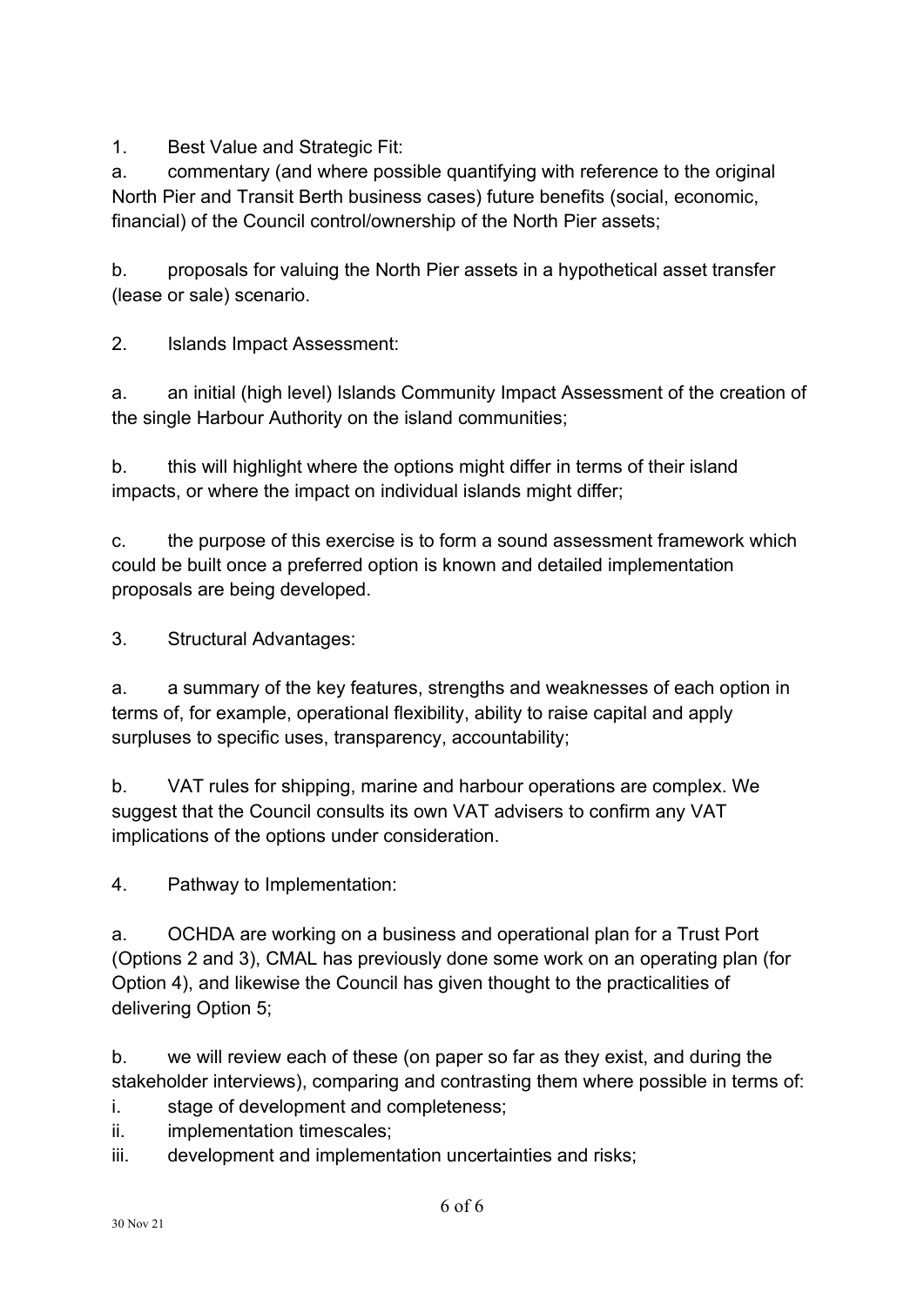1. Best Value and Strategic Fit:

a. commentary (and where possible quantifying with reference to the original North Pier and Transit Berth business cases) future benefits (social, economic, financial) of the Council control/ownership of the North Pier assets;

b. proposals for valuing the North Pier assets in a hypothetical asset transfer (lease or sale) scenario.

2. Islands Impact Assessment:

a. an initial (high level) Islands Community Impact Assessment of the creation of the single Harbour Authority on the island communities;

b. this will highlight where the options might differ in terms of their island impacts, or where the impact on individual islands might differ;

c. the purpose of this exercise is to form a sound assessment framework which could be built once a preferred option is known and detailed implementation proposals are being developed.

3. Structural Advantages:

a. a summary of the key features, strengths and weaknesses of each option in terms of, for example, operational flexibility, ability to raise capital and apply surpluses to specific uses, transparency, accountability;

b. VAT rules for shipping, marine and harbour operations are complex. We suggest that the Council consults its own VAT advisers to confirm any VAT implications of the options under consideration.

4. Pathway to Implementation:

a. OCHDA are working on a business and operational plan for a Trust Port (Options 2 and 3), CMAL has previously done some work on an operating plan (for Option 4), and likewise the Council has given thought to the practicalities of delivering Option 5;

b. we will review each of these (on paper so far as they exist, and during the stakeholder interviews), comparing and contrasting them where possible in terms of:

i. stage of development and completeness;
ii. implementation timescales;
iii. development and implementation uncertainties and risks;

30 Nov 21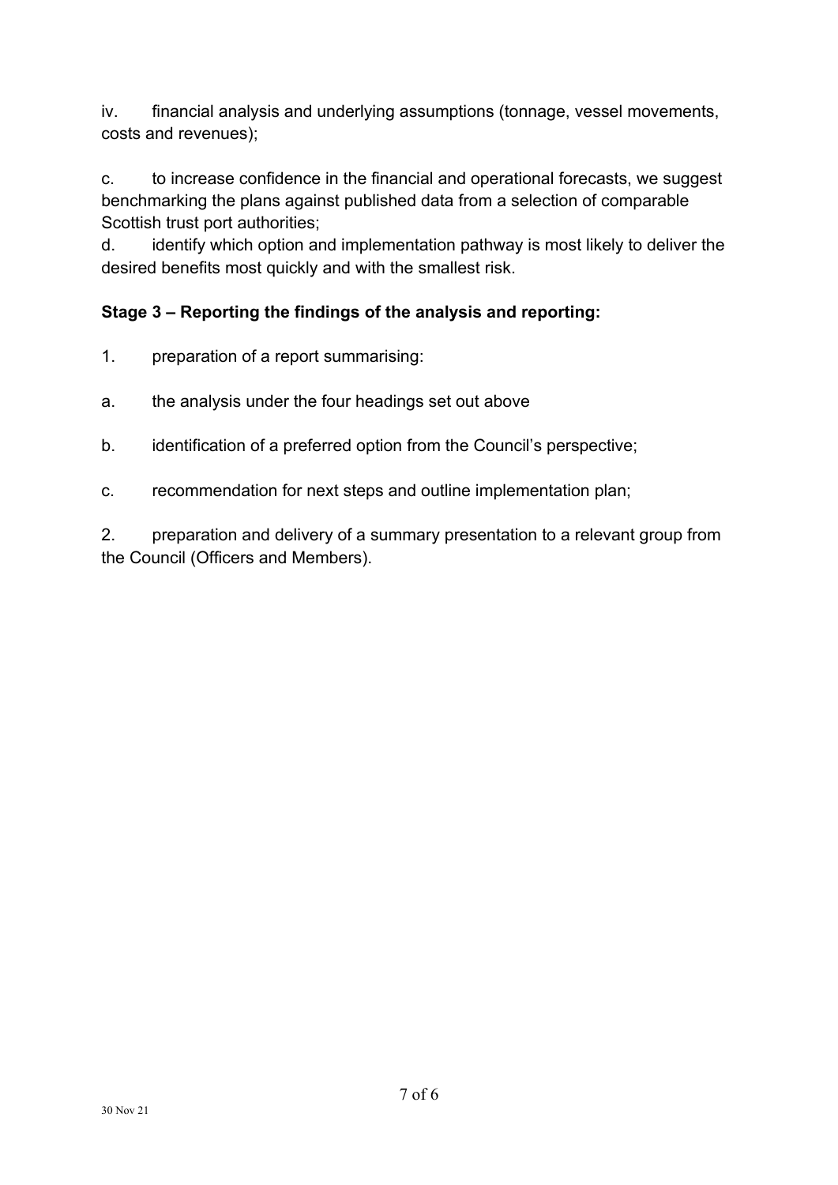iv. financial analysis and underlying assumptions (tonnage, vessel movements, costs and revenues);

c. to increase confidence in the financial and operational forecasts, we suggest benchmarking the plans against published data from a selection of comparable Scottish trust port authorities;

d. identify which option and implementation pathway is most likely to deliver the desired benefits most quickly and with the smallest risk.

**Stage 3 – Reporting the findings of the analysis and reporting:**

1. preparation of a report summarising:

a. the analysis under the four headings set out above

b. identification of a preferred option from the Council's perspective;

c. recommendation for next steps and outline implementation plan;

2. preparation and delivery of a summary presentation to a relevant group from the Council (Officers and Members).